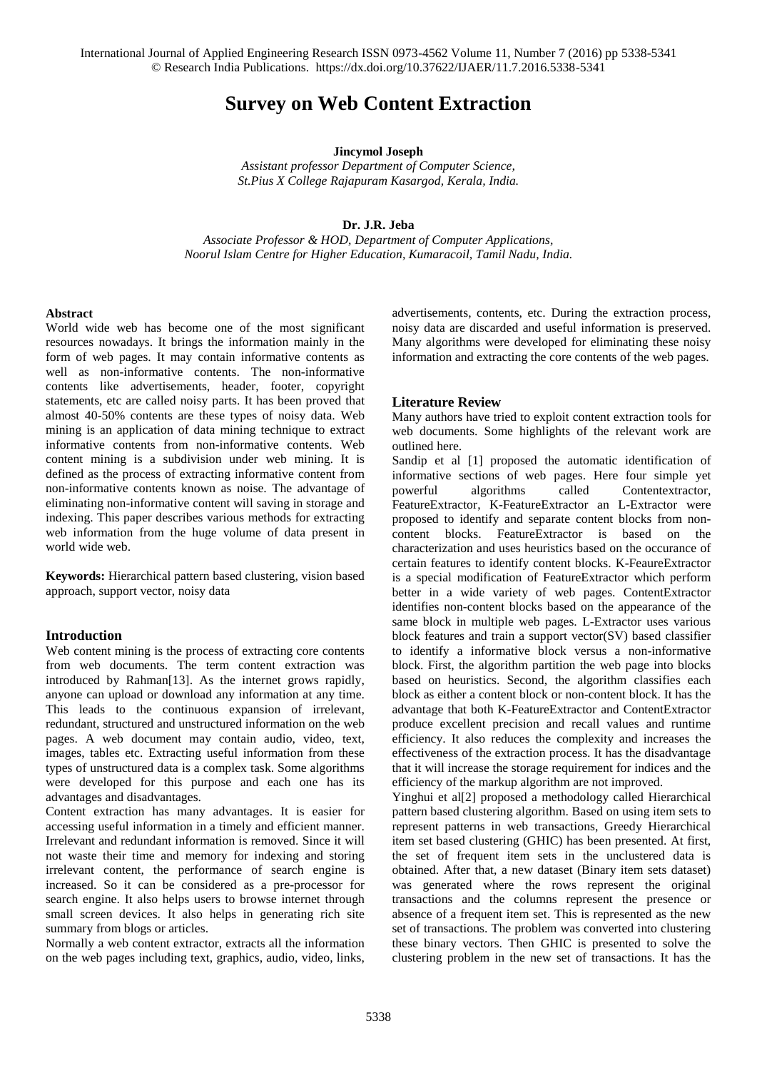# Survey on Web Content Extraction

**Jincymol Joseph**

*Assistant professor Department of Computer Science, St.Pius X College Rajapuram Kasargod, Kerala, India.*

**Dr. J.R. Jeba**

*Associate Professor & HOD, Department of Computer Applications, Noorul Islam Centre for Higher Education, Kumaracoil, Tamil Nadu, India.*

**Abstract**

World wide web has become one of the most significant resources nowadays. It brings the information mainly in the form of web pages. It may contain informative contents as well as non-informative contents. The non-informative contents like advertisements, header, footer, copyright statements, etc are called noisy parts. It has been proved that almost 40-50% contents are these types of noisy data. Web mining is an application of data mining technique to extract informative contents from non-informative contents. Web content mining is a subdivision under web mining. It is defined as the process of extracting informative content from non-informative contents known as noise. The advantage of eliminating non-informative content will saving in storage and indexing. This paper describes various methods for extracting web information from the huge volume of data present in world wide web.

**Keywords:** Hierarchical pattern based clustering, vision based approach, support vector, noisy data

## Introduction

Web content mining is the process of extracting core contents from web documents. The term content extraction was introduced by Rahman[13]. As the internet grows rapidly, anyone can upload or download any information at any time. This leads to the continuous expansion of irrelevant, redundant, structured and unstructured information on the web pages. A web document may contain audio, video, text, images, tables etc. Extracting useful information from these types of unstructured data is a complex task. Some algorithms were developed for this purpose and each one has its advantages and disadvantages.

Content extraction has many advantages. It is easier for accessing useful information in a timely and efficient manner. Irrelevant and redundant information is removed. Since it will not waste their time and memory for indexing and storing irrelevant content, the performance of search engine is increased. So it can be considered as a pre-processor for search engine. It also helps users to browse internet through small screen devices. It also helps in generating rich site summary from blogs or articles.

Normally a web content extractor, extracts all the information on the web pages including text, graphics, audio, video, links, advertisements, contents, etc. During the extraction process, noisy data are discarded and useful information is preserved. Many algorithms were developed for eliminating these noisy information and extracting the core contents of the web pages.

## Literature Review

Many authors have tried to exploit content extraction tools for web documents. Some highlights of the relevant work are outlined here.

Sandip et al [1] proposed the automatic identification of informative sections of web pages. Here four simple yet powerful algorithms called Contentextractor, FeatureExtractor, K-FeatureExtractor an L-Extractor were proposed to identify and separate content blocks from non-content blocks. FeatureExtractor is based on the characterization and uses heuristics based on the occurance of certain features to identify content blocks. K-FeaureExtractor is a special modification of FeatureExtractor which perform better in a wide variety of web pages. ContentExtractor identifies non-content blocks based on the appearance of the same block in multiple web pages. L-Extractor uses various block features and train a support vector(SV) based classifier to identify a informative block versus a non-informative block. First, the algorithm partition the web page into blocks based on heuristics. Second, the algorithm classifies each block as either a content block or non-content block. It has the advantage that both K-FeatureExtractor and ContentExtractor produce excellent precision and recall values and runtime efficiency. It also reduces the complexity and increases the effectiveness of the extraction process. It has the disadvantage that it will increase the storage requirement for indices and the efficiency of the markup algorithm are not improved.

Yinghui et al[2] proposed a methodology called Hierarchical pattern based clustering algorithm. Based on using item sets to represent patterns in web transactions, Greedy Hierarchical item set based clustering (GHIC) has been presented. At first, the set of frequent item sets in the unclustered data is obtained. After that, a new dataset (Binary item sets dataset) was generated where the rows represent the original transactions and the columns represent the presence or absence of a frequent item set. This is represented as the new set of transactions. The problem was converted into clustering these binary vectors. Then GHIC is presented to solve the clustering problem in the new set of transactions. It has the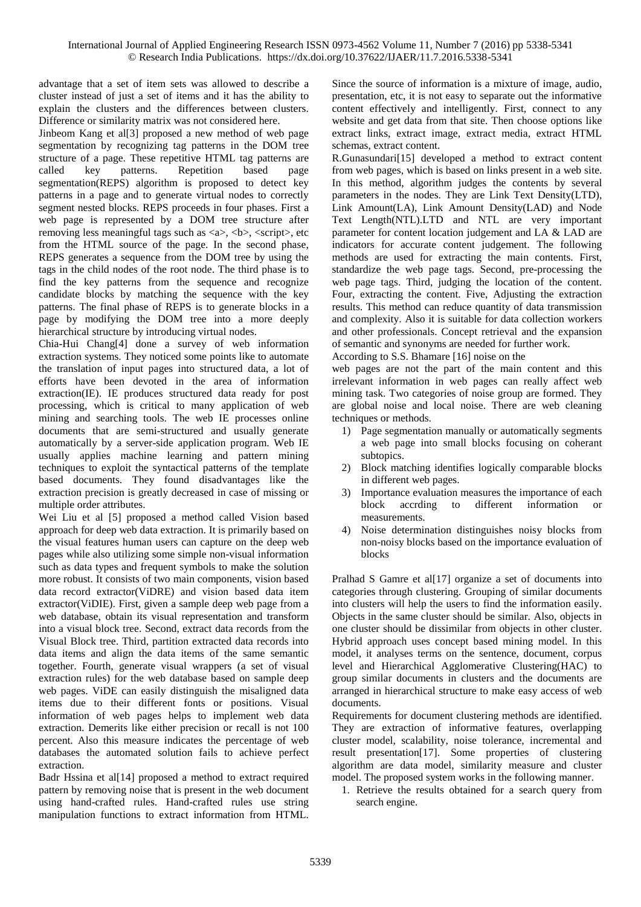advantage that a set of item sets was allowed to describe a cluster instead of just a set of items and it has the ability to explain the clusters and the differences between clusters. Difference or similarity matrix was not considered here.

Jinbeom Kang et al[3] proposed a new method of web page segmentation by recognizing tag patterns in the DOM tree structure of a page. These repetitive HTML tag patterns are called key patterns. Repetition based page segmentation(REPS) algorithm is proposed to detect key patterns in a page and to generate virtual nodes to correctly segment nested blocks. REPS proceeds in four phases. First a web page is represented by a DOM tree structure after removing less meaningful tags such as <a>, <b>, <script>, etc from the HTML source of the page. In the second phase, REPS generates a sequence from the DOM tree by using the tags in the child nodes of the root node. The third phase is to find the key patterns from the sequence and recognize candidate blocks by matching the sequence with the key patterns. The final phase of REPS is to generate blocks in a page by modifying the DOM tree into a more deeply hierarchical structure by introducing virtual nodes.

Chia-Hui Chang[4] done a survey of web information extraction systems. They noticed some points like to automate the translation of input pages into structured data, a lot of efforts have been devoted in the area of information extraction(IE). IE produces structured data ready for post processing, which is critical to many application of web mining and searching tools. The web IE processes online documents that are semi-structured and usually generate automatically by a server-side application program. Web IE usually applies machine learning and pattern mining techniques to exploit the syntactical patterns of the template based documents. They found disadvantages like the extraction precision is greatly decreased in case of missing or multiple order attributes.

Wei Liu et al [5] proposed a method called Vision based approach for deep web data extraction. It is primarily based on the visual features human users can capture on the deep web pages while also utilizing some simple non-visual information such as data types and frequent symbols to make the solution more robust. It consists of two main components, vision based data record extractor(ViDRE) and vision based data item extractor(ViDIE). First, given a sample deep web page from a web database, obtain its visual representation and transform into a visual block tree. Second, extract data records from the Visual Block tree. Third, partition extracted data records into data items and align the data items of the same semantic together. Fourth, generate visual wrappers (a set of visual extraction rules) for the web database based on sample deep web pages. ViDE can easily distinguish the misaligned data items due to their different fonts or positions. Visual information of web pages helps to implement web data extraction. Demerits like either precision or recall is not 100 percent. Also this measure indicates the percentage of web databases the automated solution fails to achieve perfect extraction.

Badr Hssina et al[14] proposed a method to extract required pattern by removing noise that is present in the web document using hand-crafted rules. Hand-crafted rules use string manipulation functions to extract information from HTML. Since the source of information is a mixture of image, audio, presentation, etc, it is not easy to separate out the informative content effectively and intelligently. First, connect to any website and get data from that site. Then choose options like extract links, extract image, extract media, extract HTML schemas, extract content.

R.Gunasundari[15] developed a method to extract content from web pages, which is based on links present in a web site. In this method, algorithm judges the contents by several parameters in the nodes. They are Link Text Density(LTD), Link Amount(LA), Link Amount Density(LAD) and Node Text Length(NTL).LTD and NTL are very important parameter for content location judgement and LA & LAD are indicators for accurate content judgement. The following methods are used for extracting the main contents. First, standardize the web page tags. Second, pre-processing the web page tags. Third, judging the location of the content. Four, extracting the content. Five, Adjusting the extraction results. This method can reduce quantity of data transmission and complexity. Also it is suitable for data collection workers and other professionals. Concept retrieval and the expansion of semantic and synonyms are needed for further work.

According to S.S. Bhamare [16] noise on the web pages are not the part of the main content and this irrelevant information in web pages can really affect web mining task. Two categories of noise group are formed. They are global noise and local noise. There are web cleaning techniques or methods.

1) Page segmentation manually or automatically segments a web page into small blocks focusing on coherant subtopics.
2) Block matching identifies logically comparable blocks in different web pages.
3) Importance evaluation measures the importance of each block accrding to different information or measurements.
4) Noise determination distinguishes noisy blocks from non-noisy blocks based on the importance evaluation of blocks

Pralhad S Gamre et al[17] organize a set of documents into categories through clustering. Grouping of similar documents into clusters will help the users to find the information easily. Objects in the same cluster should be similar. Also, objects in one cluster should be dissimilar from objects in other cluster. Hybrid approach uses concept based mining model. In this model, it analyses terms on the sentence, document, corpus level and Hierarchical Agglomerative Clustering(HAC) to group similar documents in clusters and the documents are arranged in hierarchical structure to make easy access of web documents.

Requirements for document clustering methods are identified. They are extraction of informative features, overlapping cluster model, scalability, noise tolerance, incremental and result presentation[17]. Some properties of clustering algorithm are data model, similarity measure and cluster model. The proposed system works in the following manner.

1. Retrieve the results obtained for a search query from search engine.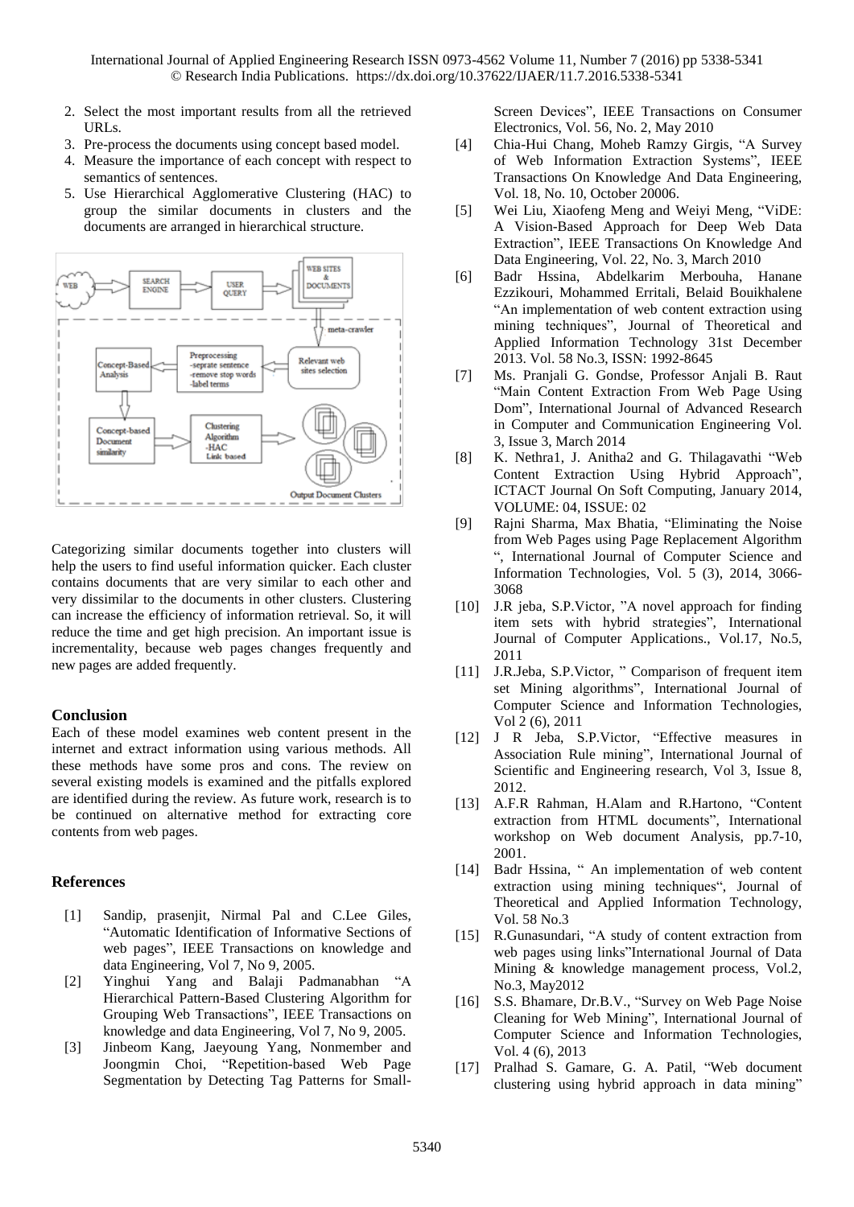2. Select the most important results from all the retrieved URLs.
3. Pre-process the documents using concept based model.
4. Measure the importance of each concept with respect to semantics of sentences.
5. Use Hierarchical Agglomerative Clustering (HAC) to group the similar documents in clusters and the documents are arranged in hierarchical structure.

WEB
SEARCH ENGINE
USER QUERY
WEB SITES & DOCUMENTS
meta-crawler
Relevant web sites selection
Preprocessing -seprate sentence -remove stop words -label terms
Concept-Based Analysis
Concept-based Document similarity
Clustering Algorithm -HAC Link based
Output Document Clusters

Categorizing similar documents together into clusters will help the users to find useful information quicker. Each cluster contains documents that are very similar to each other and very dissimilar to the documents in other clusters. Clustering can increase the efficiency of information retrieval. So, it will reduce the time and get high precision. An important issue is incrementality, because web pages changes frequently and new pages are added frequently.

## Conclusion

Each of these model examines web content present in the internet and extract information using various methods. All these methods have some pros and cons. The review on several existing models is examined and the pitfalls explored are identified during the review. As future work, research is to be continued on alternative method for extracting core contents from web pages.

## References

[1] Sandip, prasenjit, Nirmal Pal and C.Lee Giles, "Automatic Identification of Informative Sections of web pages", IEEE Transactions on knowledge and data Engineering, Vol 7, No 9, 2005.

[2] Yinghui Yang and Balaji Padmanabhan "A Hierarchical Pattern-Based Clustering Algorithm for Grouping Web Transactions", IEEE Transactions on knowledge and data Engineering, Vol 7, No 9, 2005.

[3] Jinbeom Kang, Jaeyoung Yang, Nonmember and Joongmin Choi, "Repetition-based Web Page Segmentation by Detecting Tag Patterns for Small-Screen Devices", IEEE Transactions on Consumer Electronics, Vol. 56, No. 2, May 2010

[4] Chia-Hui Chang, Moheb Ramzy Girgis, "A Survey of Web Information Extraction Systems", IEEE Transactions On Knowledge And Data Engineering, Vol. 18, No. 10, October 20006.

[5] Wei Liu, Xiaofeng Meng and Weiyi Meng, "ViDE: A Vision-Based Approach for Deep Web Data Extraction", IEEE Transactions On Knowledge And Data Engineering, Vol. 22, No. 3, March 2010

[6] Badr Hssina, Abdelkarim Merbouha, Hanane Ezzikouri, Mohammed Erritali, Belaid Bouikhalene "An implementation of web content extraction using mining techniques", Journal of Theoretical and Applied Information Technology 31st December 2013. Vol. 58 No.3, ISSN: 1992-8645

[7] Ms. Pranjali G. Gondse, Professor Anjali B. Raut "Main Content Extraction From Web Page Using Dom", International Journal of Advanced Research in Computer and Communication Engineering Vol. 3, Issue 3, March 2014

[8] K. Nethra1, J. Anitha2 and G. Thilagavathi "Web Content Extraction Using Hybrid Approach", ICTACT Journal On Soft Computing, January 2014, VOLUME: 04, ISSUE: 02

[9] Rajni Sharma, Max Bhatia, "Eliminating the Noise from Web Pages using Page Replacement Algorithm ", International Journal of Computer Science and Information Technologies, Vol. 5 (3), 2014, 3066-3068

[10] J.R jeba, S.P.Victor, "A novel approach for finding item sets with hybrid strategies", International Journal of Computer Applications., Vol.17, No.5, 2011

[11] J.R.Jeba, S.P.Victor, " Comparison of frequent item set Mining algorithms", International Journal of Computer Science and Information Technologies, Vol 2 (6), 2011

[12] J R Jeba, S.P.Victor, "Effective measures in Association Rule mining", International Journal of Scientific and Engineering research, Vol 3, Issue 8, 2012.

[13] A.F.R Rahman, H.Alam and R.Hartono, "Content extraction from HTML documents", International workshop on Web document Analysis, pp.7-10, 2001.

[14] Badr Hssina, " An implementation of web content extraction using mining techniques", Journal of Theoretical and Applied Information Technology, Vol. 58 No.3

[15] R.Gunasundari, "A study of content extraction from web pages using links"International Journal of Data Mining & knowledge management process, Vol.2, No.3, May2012

[16] S.S. Bhamare, Dr.B.V., "Survey on Web Page Noise Cleaning for Web Mining", International Journal of Computer Science and Information Technologies, Vol. 4 (6), 2013

[17] Pralhad S. Gamare, G. A. Patil, "Web document clustering using hybrid approach in data mining"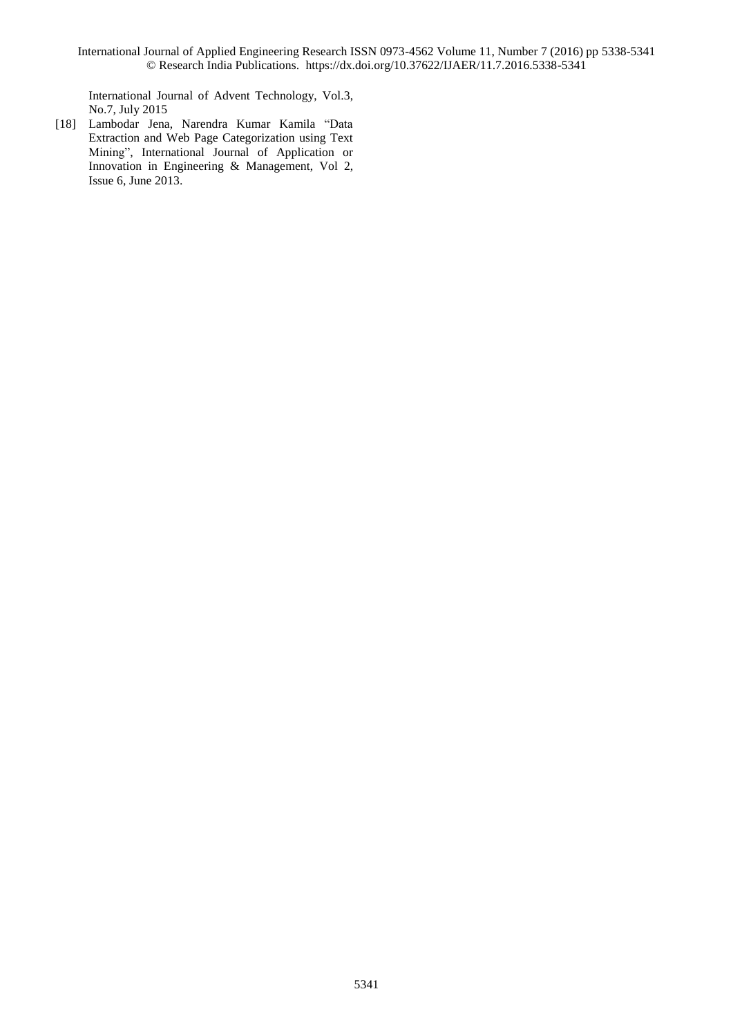International Journal of Advent Technology, Vol.3, No.7, July 2015

[18] Lambodar Jena, Narendra Kumar Kamila "Data Extraction and Web Page Categorization using Text Mining", International Journal of Application or Innovation in Engineering & Management, Vol 2, Issue 6, June 2013.